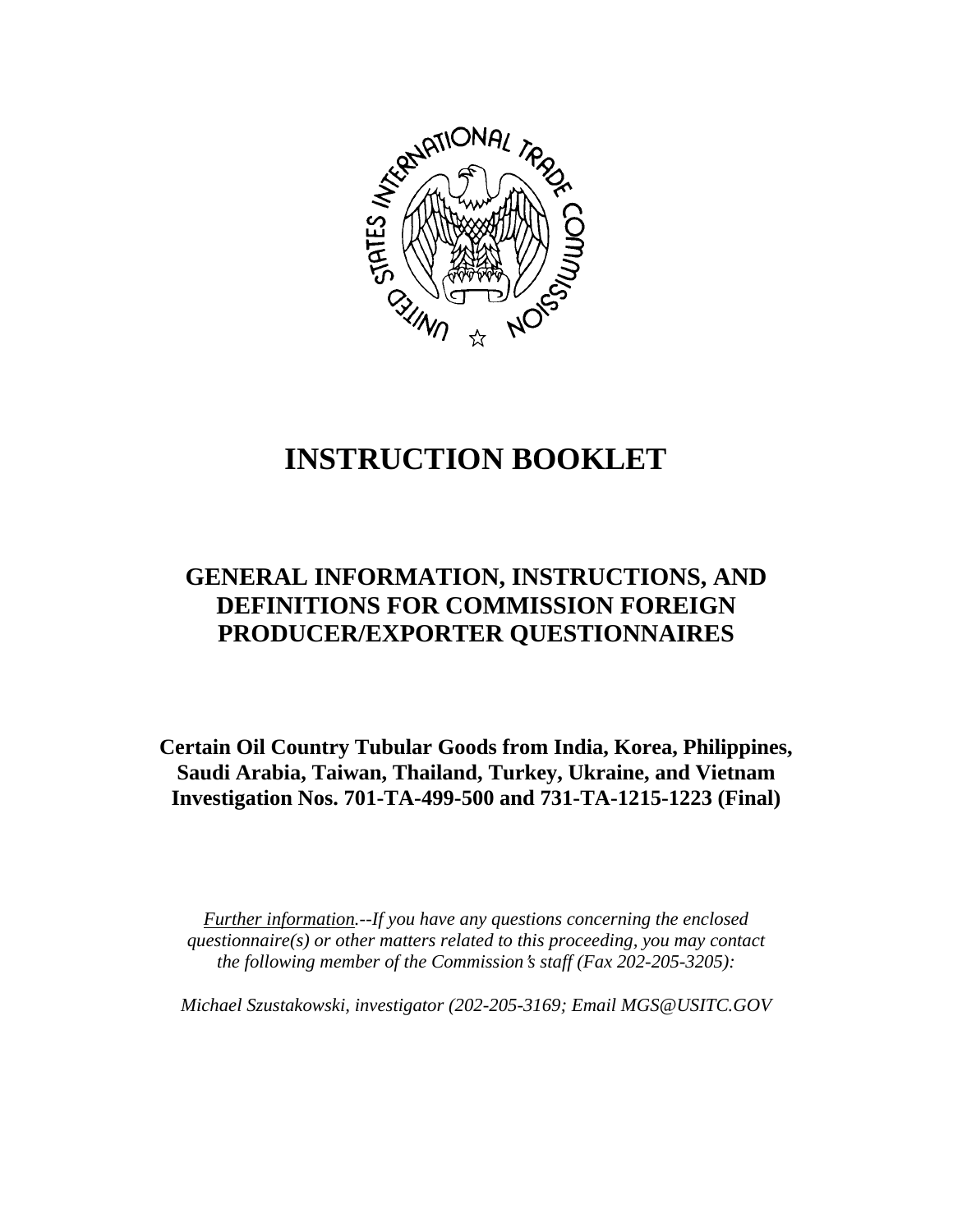# INSTRUCTION BOOKLET

## GENERAL INFORMATION, INSTRUCTIONS, AND DEFINITIONS FOR COMMISSION FOREIGN PRODUCER/EXPORTER QUESTIONNAIRES

**Certain Oil Country Tubular Goods from India, Korea, Philippines, Saudi Arabia, Taiwan, Thailand, Turkey, Ukraine, and Vietnam Investigation Nos. 701-TA-499-500 and 731-TA-1215-1223 (Final)**

*Further information.--If you have any questions concerning the enclosed questionnaire(s) or other matters related to this proceeding, you may contact the following member of the Commission's staff (Fax 202-205-3205):*

*Michael Szustakowski, investigator (202-205-3169; Email MGS@USITC.GOV*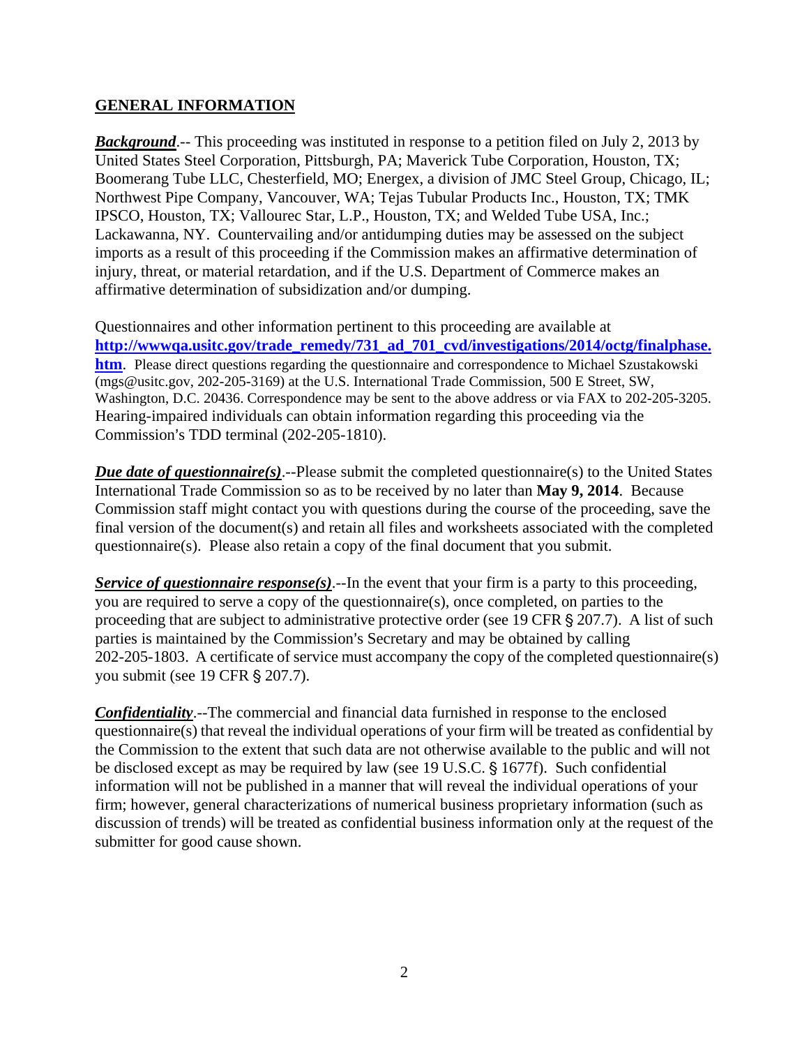## GENERAL INFORMATION

***Background***.-- This proceeding was instituted in response to a petition filed on July 2, 2013 by United States Steel Corporation, Pittsburgh, PA; Maverick Tube Corporation, Houston, TX; Boomerang Tube LLC, Chesterfield, MO; Energex, a division of JMC Steel Group, Chicago, IL; Northwest Pipe Company, Vancouver, WA; Tejas Tubular Products Inc., Houston, TX; TMK IPSCO, Houston, TX; Vallourec Star, L.P., Houston, TX; and Welded Tube USA, Inc.; Lackawanna, NY. Countervailing and/or antidumping duties may be assessed on the subject imports as a result of this proceeding if the Commission makes an affirmative determination of injury, threat, or material retardation, and if the U.S. Department of Commerce makes an affirmative determination of subsidization and/or dumping.

Questionnaires and other information pertinent to this proceeding are available at **http://wwwqa.usitc.gov/trade_remedy/731_ad_701_cvd/investigations/2014/octg/finalphase.htm**. Please direct questions regarding the questionnaire and correspondence to Michael Szustakowski (mgs@usitc.gov, 202-205-3169) at the U.S. International Trade Commission, 500 E Street, SW, Washington, D.C. 20436. Correspondence may be sent to the above address or via FAX to 202-205-3205. Hearing-impaired individuals can obtain information regarding this proceeding via the Commission's TDD terminal (202-205-1810).

***Due date of questionnaire(s)***.--Please submit the completed questionnaire(s) to the United States International Trade Commission so as to be received by no later than **May 9, 2014**. Because Commission staff might contact you with questions during the course of the proceeding, save the final version of the document(s) and retain all files and worksheets associated with the completed questionnaire(s). Please also retain a copy of the final document that you submit.

***Service of questionnaire response(s)***.--In the event that your firm is a party to this proceeding, you are required to serve a copy of the questionnaire(s), once completed, on parties to the proceeding that are subject to administrative protective order (see 19 CFR § 207.7). A list of such parties is maintained by the Commission's Secretary and may be obtained by calling 202-205-1803. A certificate of service must accompany the copy of the completed questionnaire(s) you submit (see 19 CFR § 207.7).

***Confidentiality***.--The commercial and financial data furnished in response to the enclosed questionnaire(s) that reveal the individual operations of your firm will be treated as confidential by the Commission to the extent that such data are not otherwise available to the public and will not be disclosed except as may be required by law (see 19 U.S.C. § 1677f). Such confidential information will not be published in a manner that will reveal the individual operations of your firm; however, general characterizations of numerical business proprietary information (such as discussion of trends) will be treated as confidential business information only at the request of the submitter for good cause shown.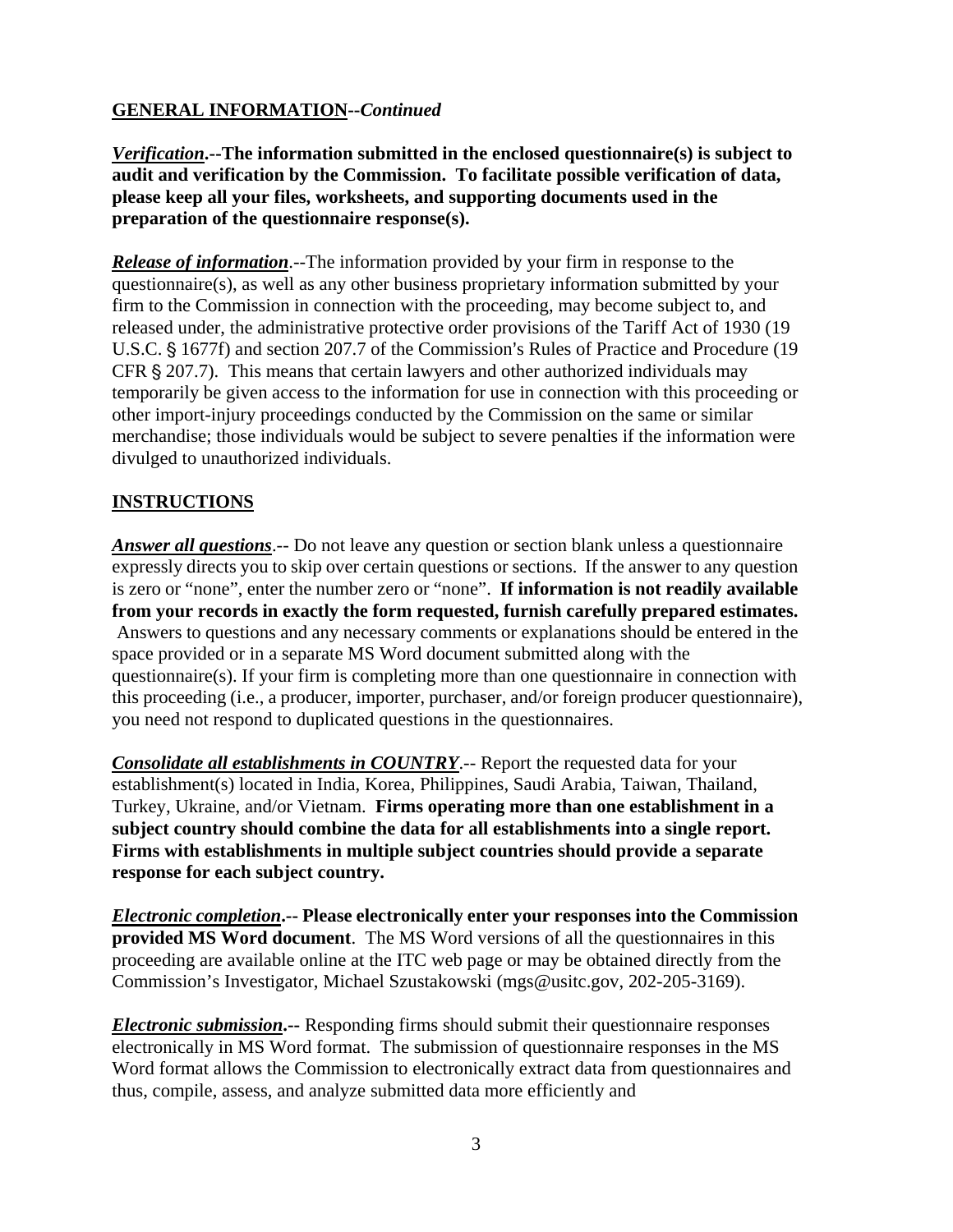**GENERAL INFORMATION--*Continued***

***Verification*.--The information submitted in the enclosed questionnaire(s) is subject to audit and verification by the Commission. To facilitate possible verification of data, please keep all your files, worksheets, and supporting documents used in the preparation of the questionnaire response(s).**

***Release of information***.--The information provided by your firm in response to the questionnaire(s), as well as any other business proprietary information submitted by your firm to the Commission in connection with the proceeding, may become subject to, and released under, the administrative protective order provisions of the Tariff Act of 1930 (19 U.S.C. § 1677f) and section 207.7 of the Commission's Rules of Practice and Procedure (19 CFR § 207.7). This means that certain lawyers and other authorized individuals may temporarily be given access to the information for use in connection with this proceeding or other import-injury proceedings conducted by the Commission on the same or similar merchandise; those individuals would be subject to severe penalties if the information were divulged to unauthorized individuals.

**INSTRUCTIONS**

***Answer all questions***.-- Do not leave any question or section blank unless a questionnaire expressly directs you to skip over certain questions or sections. If the answer to any question is zero or "none", enter the number zero or "none". **If information is not readily available from your records in exactly the form requested, furnish carefully prepared estimates.** Answers to questions and any necessary comments or explanations should be entered in the space provided or in a separate MS Word document submitted along with the questionnaire(s). If your firm is completing more than one questionnaire in connection with this proceeding (i.e., a producer, importer, purchaser, and/or foreign producer questionnaire), you need not respond to duplicated questions in the questionnaires.

***Consolidate all establishments in COUNTRY***.-- Report the requested data for your establishment(s) located in India, Korea, Philippines, Saudi Arabia, Taiwan, Thailand, Turkey, Ukraine, and/or Vietnam. **Firms operating more than one establishment in a subject country should combine the data for all establishments into a single report. Firms with establishments in multiple subject countries should provide a separate response for each subject country.**

***Electronic completion*.-- Please electronically enter your responses into the Commission provided MS Word document**. The MS Word versions of all the questionnaires in this proceeding are available online at the ITC web page or may be obtained directly from the Commission's Investigator, Michael Szustakowski (mgs@usitc.gov, 202-205-3169).

***Electronic submission*.--** Responding firms should submit their questionnaire responses electronically in MS Word format. The submission of questionnaire responses in the MS Word format allows the Commission to electronically extract data from questionnaires and thus, compile, assess, and analyze submitted data more efficiently and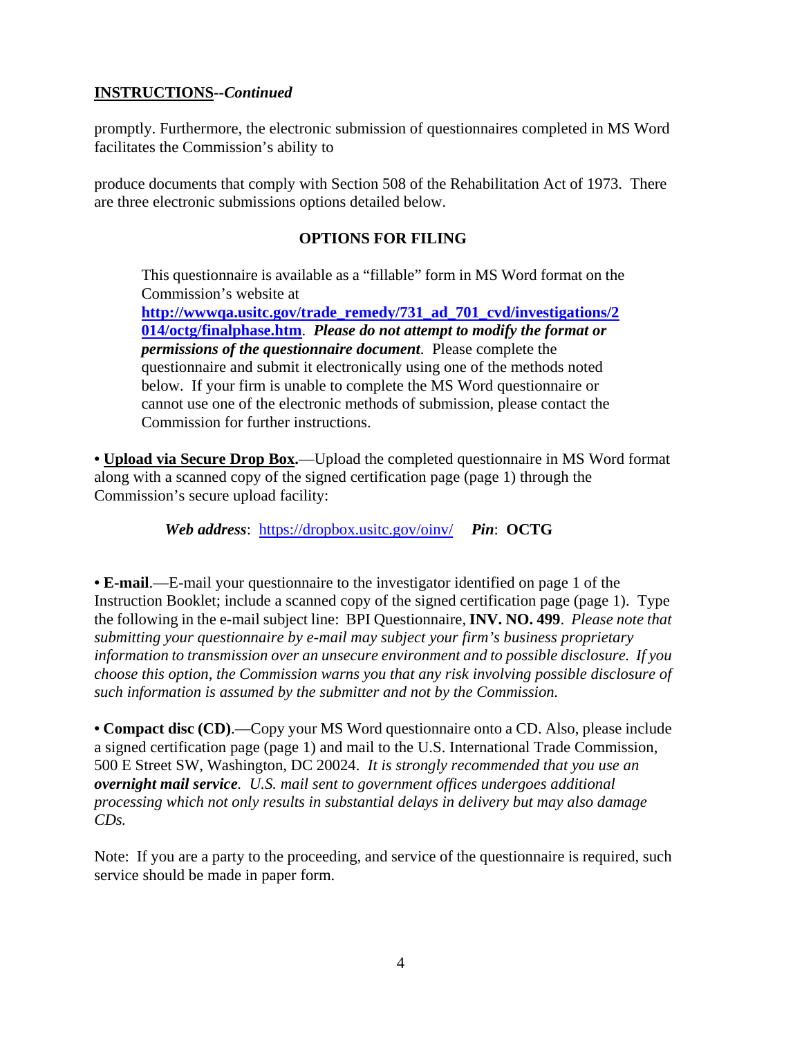**INSTRUCTIONS--*Continued***

promptly. Furthermore, the electronic submission of questionnaires completed in MS Word facilitates the Commission's ability to

produce documents that comply with Section 508 of the Rehabilitation Act of 1973. There are three electronic submissions options detailed below.

**OPTIONS FOR FILING**

> This questionnaire is available as a "fillable" form in MS Word format on the Commission's website at **http://wwwqa.usitc.gov/trade_remedy/731_ad_701_cvd/investigations/2014/octg/finalphase.htm**. ***Please do not attempt to modify the format or permissions of the questionnaire document****.* Please complete the questionnaire and submit it electronically using one of the methods noted below. If your firm is unable to complete the MS Word questionnaire or cannot use one of the electronic methods of submission, please contact the Commission for further instructions.

• **Upload via Secure Drop Box.**—Upload the completed questionnaire in MS Word format along with a scanned copy of the signed certification page (page 1) through the Commission's secure upload facility:

***Web address***: https://dropbox.usitc.gov/oinv/ ***Pin***: **OCTG**

• **E-mail**.—E-mail your questionnaire to the investigator identified on page 1 of the Instruction Booklet; include a scanned copy of the signed certification page (page 1). Type the following in the e-mail subject line: BPI Questionnaire, **INV. NO. 499**. *Please note that submitting your questionnaire by e-mail may subject your firm's business proprietary information to transmission over an unsecure environment and to possible disclosure. If you choose this option, the Commission warns you that any risk involving possible disclosure of such information is assumed by the submitter and not by the Commission.*

• **Compact disc (CD)**.—Copy your MS Word questionnaire onto a CD. Also, please include a signed certification page (page 1) and mail to the U.S. International Trade Commission, 500 E Street SW, Washington, DC 20024. *It is strongly recommended that you use an* ***overnight mail service****. U.S. mail sent to government offices undergoes additional processing which not only results in substantial delays in delivery but may also damage CDs.*

Note: If you are a party to the proceeding, and service of the questionnaire is required, such service should be made in paper form.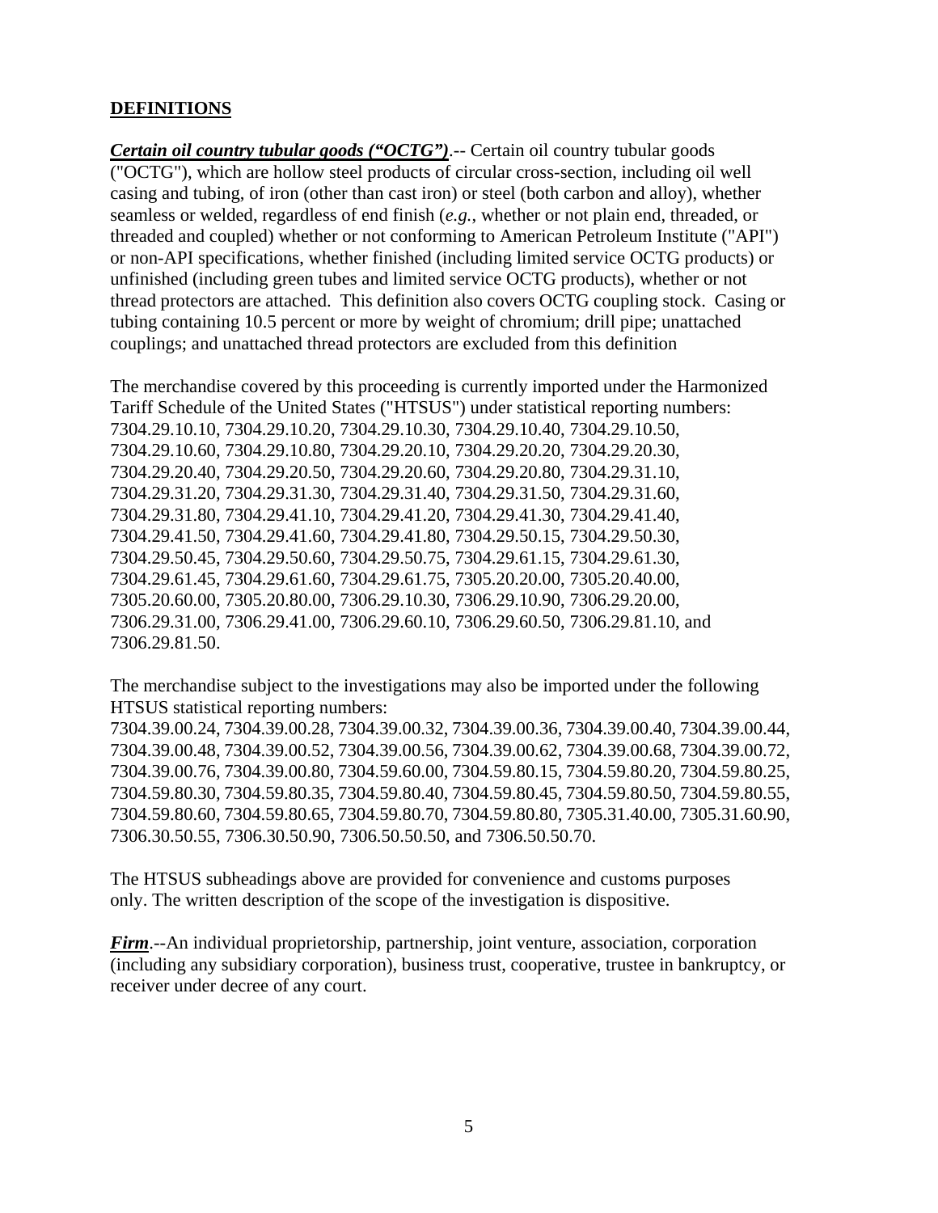## DEFINITIONS

***Certain oil country tubular goods ("OCTG")***.-- Certain oil country tubular goods ("OCTG"), which are hollow steel products of circular cross-section, including oil well casing and tubing, of iron (other than cast iron) or steel (both carbon and alloy), whether seamless or welded, regardless of end finish (*e.g.*, whether or not plain end, threaded, or threaded and coupled) whether or not conforming to American Petroleum Institute ("API") or non-API specifications, whether finished (including limited service OCTG products) or unfinished (including green tubes and limited service OCTG products), whether or not thread protectors are attached. This definition also covers OCTG coupling stock. Casing or tubing containing 10.5 percent or more by weight of chromium; drill pipe; unattached couplings; and unattached thread protectors are excluded from this definition

The merchandise covered by this proceeding is currently imported under the Harmonized Tariff Schedule of the United States ("HTSUS") under statistical reporting numbers: 7304.29.10.10, 7304.29.10.20, 7304.29.10.30, 7304.29.10.40, 7304.29.10.50, 7304.29.10.60, 7304.29.10.80, 7304.29.20.10, 7304.29.20.20, 7304.29.20.30, 7304.29.20.40, 7304.29.20.50, 7304.29.20.60, 7304.29.20.80, 7304.29.31.10, 7304.29.31.20, 7304.29.31.30, 7304.29.31.40, 7304.29.31.50, 7304.29.31.60, 7304.29.31.80, 7304.29.41.10, 7304.29.41.20, 7304.29.41.30, 7304.29.41.40, 7304.29.41.50, 7304.29.41.60, 7304.29.41.80, 7304.29.50.15, 7304.29.50.30, 7304.29.50.45, 7304.29.50.60, 7304.29.50.75, 7304.29.61.15, 7304.29.61.30, 7304.29.61.45, 7304.29.61.60, 7304.29.61.75, 7305.20.20.00, 7305.20.40.00, 7305.20.60.00, 7305.20.80.00, 7306.29.10.30, 7306.29.10.90, 7306.29.20.00, 7306.29.31.00, 7306.29.41.00, 7306.29.60.10, 7306.29.60.50, 7306.29.81.10, and 7306.29.81.50.

The merchandise subject to the investigations may also be imported under the following HTSUS statistical reporting numbers:
7304.39.00.24, 7304.39.00.28, 7304.39.00.32, 7304.39.00.36, 7304.39.00.40, 7304.39.00.44, 7304.39.00.48, 7304.39.00.52, 7304.39.00.56, 7304.39.00.62, 7304.39.00.68, 7304.39.00.72, 7304.39.00.76, 7304.39.00.80, 7304.59.60.00, 7304.59.80.15, 7304.59.80.20, 7304.59.80.25, 7304.59.80.30, 7304.59.80.35, 7304.59.80.40, 7304.59.80.45, 7304.59.80.50, 7304.59.80.55, 7304.59.80.60, 7304.59.80.65, 7304.59.80.70, 7304.59.80.80, 7305.31.40.00, 7305.31.60.90, 7306.30.50.55, 7306.30.50.90, 7306.50.50.50, and 7306.50.50.70.

The HTSUS subheadings above are provided for convenience and customs purposes only. The written description of the scope of the investigation is dispositive.

***Firm***.--An individual proprietorship, partnership, joint venture, association, corporation (including any subsidiary corporation), business trust, cooperative, trustee in bankruptcy, or receiver under decree of any court.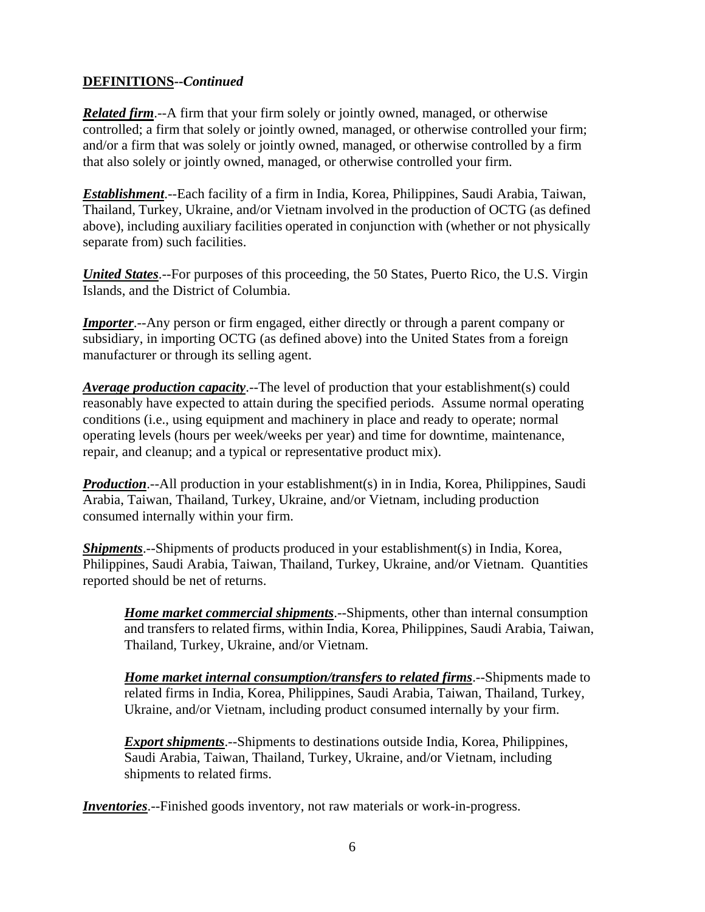**DEFINITIONS--*Continued***

***Related firm***.--A firm that your firm solely or jointly owned, managed, or otherwise controlled; a firm that solely or jointly owned, managed, or otherwise controlled your firm; and/or a firm that was solely or jointly owned, managed, or otherwise controlled by a firm that also solely or jointly owned, managed, or otherwise controlled your firm.

***Establishment***.--Each facility of a firm in India, Korea, Philippines, Saudi Arabia, Taiwan, Thailand, Turkey, Ukraine, and/or Vietnam involved in the production of OCTG (as defined above), including auxiliary facilities operated in conjunction with (whether or not physically separate from) such facilities.

***United States***.--For purposes of this proceeding, the 50 States, Puerto Rico, the U.S. Virgin Islands, and the District of Columbia.

***Importer***.--Any person or firm engaged, either directly or through a parent company or subsidiary, in importing OCTG (as defined above) into the United States from a foreign manufacturer or through its selling agent.

***Average production capacity***.--The level of production that your establishment(s) could reasonably have expected to attain during the specified periods. Assume normal operating conditions (i.e., using equipment and machinery in place and ready to operate; normal operating levels (hours per week/weeks per year) and time for downtime, maintenance, repair, and cleanup; and a typical or representative product mix).

***Production***.--All production in your establishment(s) in in India, Korea, Philippines, Saudi Arabia, Taiwan, Thailand, Turkey, Ukraine, and/or Vietnam, including production consumed internally within your firm.

***Shipments***.--Shipments of products produced in your establishment(s) in India, Korea, Philippines, Saudi Arabia, Taiwan, Thailand, Turkey, Ukraine, and/or Vietnam. Quantities reported should be net of returns.

> ***Home market commercial shipments***.--Shipments, other than internal consumption and transfers to related firms, within India, Korea, Philippines, Saudi Arabia, Taiwan, Thailand, Turkey, Ukraine, and/or Vietnam.
>
> ***Home market internal consumption/transfers to related firms***.--Shipments made to related firms in India, Korea, Philippines, Saudi Arabia, Taiwan, Thailand, Turkey, Ukraine, and/or Vietnam, including product consumed internally by your firm.
>
> ***Export shipments***.--Shipments to destinations outside India, Korea, Philippines, Saudi Arabia, Taiwan, Thailand, Turkey, Ukraine, and/or Vietnam, including shipments to related firms.

***Inventories***.--Finished goods inventory, not raw materials or work-in-progress.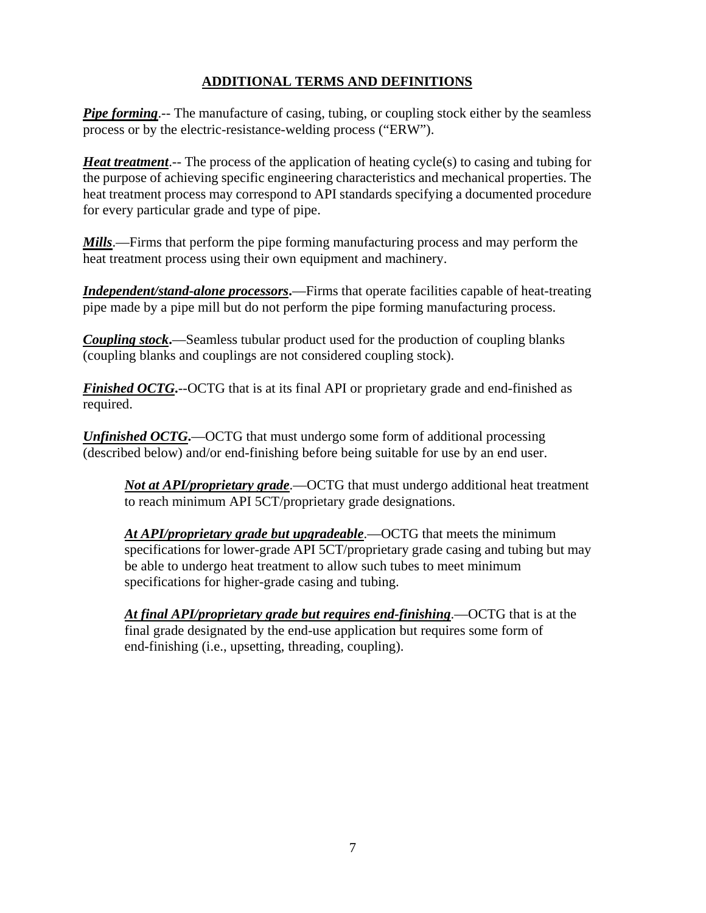## ADDITIONAL TERMS AND DEFINITIONS

***Pipe forming***.-- The manufacture of casing, tubing, or coupling stock either by the seamless process or by the electric-resistance-welding process ("ERW").

***Heat treatment***.-- The process of the application of heating cycle(s) to casing and tubing for the purpose of achieving specific engineering characteristics and mechanical properties. The heat treatment process may correspond to API standards specifying a documented procedure for every particular grade and type of pipe.

***Mills***.—Firms that perform the pipe forming manufacturing process and may perform the heat treatment process using their own equipment and machinery.

***Independent/stand-alone processors*.**—Firms that operate facilities capable of heat-treating pipe made by a pipe mill but do not perform the pipe forming manufacturing process.

***Coupling stock*.**—Seamless tubular product used for the production of coupling blanks (coupling blanks and couplings are not considered coupling stock).

***Finished OCTG*.**--OCTG that is at its final API or proprietary grade and end-finished as required.

***Unfinished OCTG*.**—OCTG that must undergo some form of additional processing (described below) and/or end-finishing before being suitable for use by an end user.

> ***Not at API/proprietary grade***.—OCTG that must undergo additional heat treatment to reach minimum API 5CT/proprietary grade designations.
>
> ***At API/proprietary grade but upgradeable***.—OCTG that meets the minimum specifications for lower-grade API 5CT/proprietary grade casing and tubing but may be able to undergo heat treatment to allow such tubes to meet minimum specifications for higher-grade casing and tubing.
>
> ***At final API/proprietary grade but requires end-finishing***.—OCTG that is at the final grade designated by the end-use application but requires some form of end-finishing (i.e., upsetting, threading, coupling).